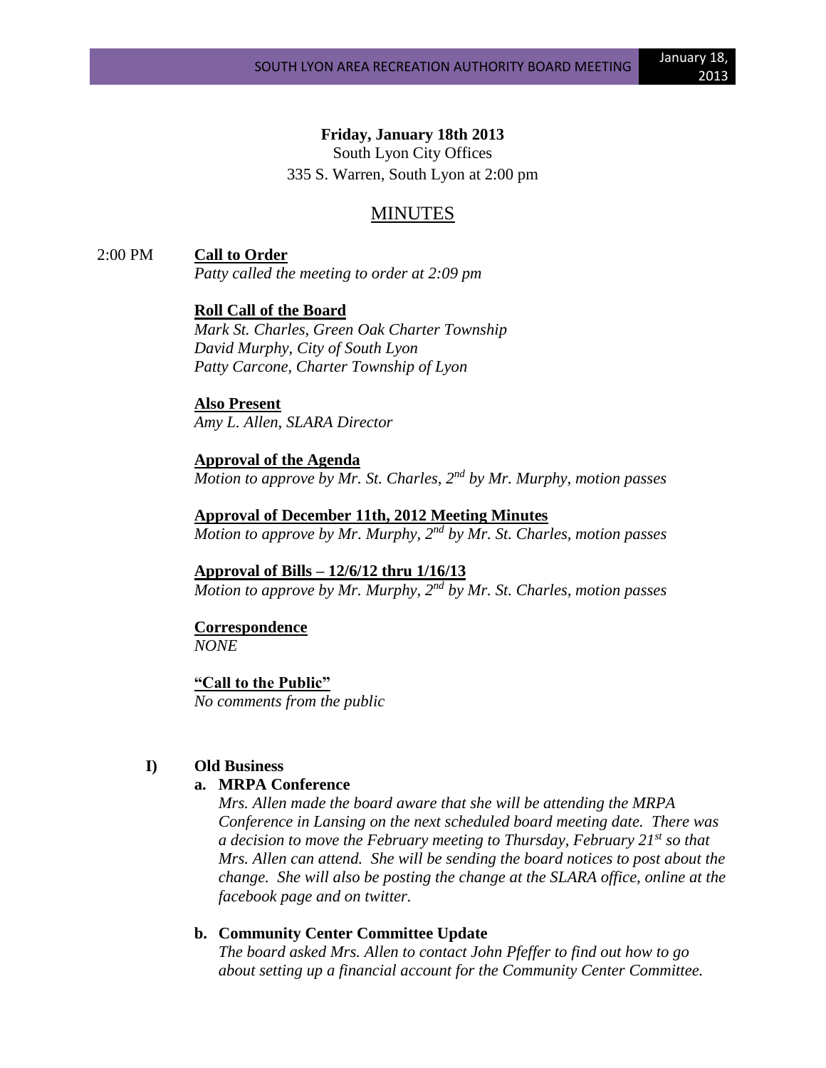**Friday, January 18th 2013**

South Lyon City Offices

335 S. Warren, South Lyon at 2:00 pm

# MINUTES

2:00 PM **Call to Order**

*Patty called the meeting to order at 2:09 pm*

**Roll Call of the Board**

*Mark St. Charles, Green Oak Charter Township*
*David Murphy, City of South Lyon*
*Patty Carcone, Charter Township of Lyon*

**Also Present**

*Amy L. Allen, SLARA Director*

**Approval of the Agenda**

*Motion to approve by Mr. St. Charles, 2nd by Mr. Murphy, motion passes*

**Approval of December 11th, 2012 Meeting Minutes**

*Motion to approve by Mr. Murphy, 2nd by Mr. St. Charles, motion passes*

**Approval of Bills – 12/6/12 thru 1/16/13**

*Motion to approve by Mr. Murphy, 2nd by Mr. St. Charles, motion passes*

**Correspondence**

*NONE*

**"Call to the Public"**

*No comments from the public*

**I) Old Business**

**a. MRPA Conference**

*Mrs. Allen made the board aware that she will be attending the MRPA Conference in Lansing on the next scheduled board meeting date. There was a decision to move the February meeting to Thursday, February 21st so that Mrs. Allen can attend. She will be sending the board notices to post about the change. She will also be posting the change at the SLARA office, online at the facebook page and on twitter.*

**b. Community Center Committee Update**

*The board asked Mrs. Allen to contact John Pfeffer to find out how to go about setting up a financial account for the Community Center Committee.*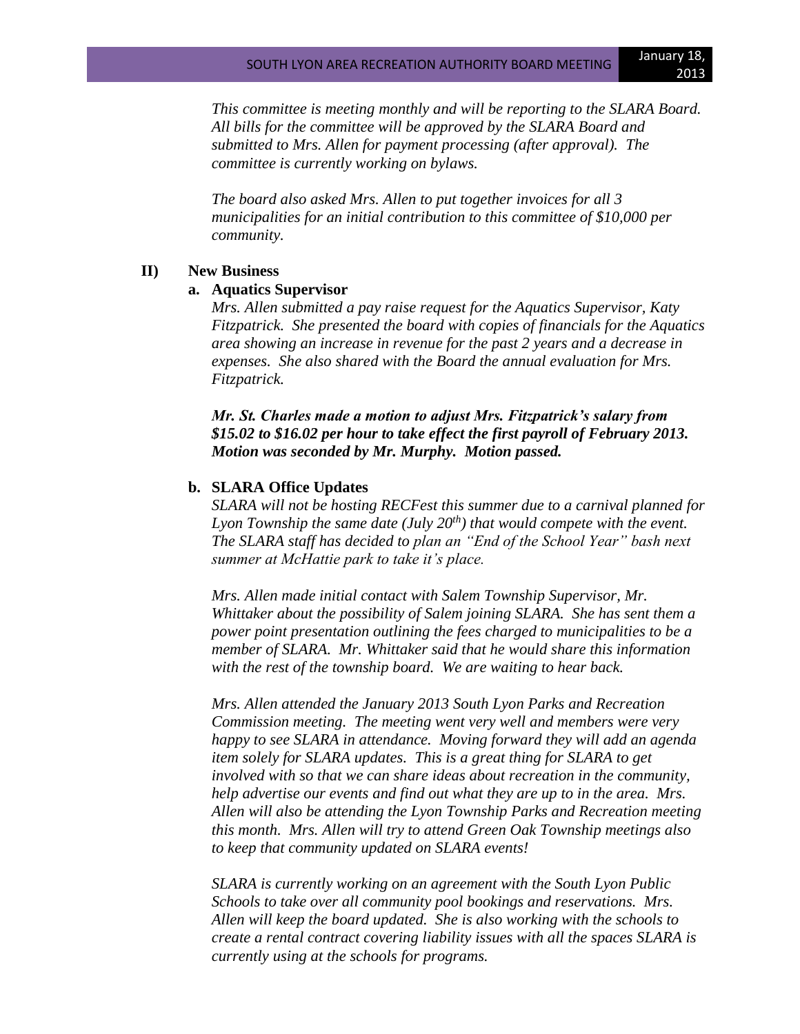*This committee is meeting monthly and will be reporting to the SLARA Board. All bills for the committee will be approved by the SLARA Board and submitted to Mrs. Allen for payment processing (after approval). The committee is currently working on bylaws.*

*The board also asked Mrs. Allen to put together invoices for all 3 municipalities for an initial contribution to this committee of $10,000 per community.*

## II) New Business

### a. Aquatics Supervisor

*Mrs. Allen submitted a pay raise request for the Aquatics Supervisor, Katy Fitzpatrick. She presented the board with copies of financials for the Aquatics area showing an increase in revenue for the past 2 years and a decrease in expenses. She also shared with the Board the annual evaluation for Mrs. Fitzpatrick.*

***Mr. St. Charles made a motion to adjust Mrs. Fitzpatrick's salary from $15.02 to $16.02 per hour to take effect the first payroll of February 2013. Motion was seconded by Mr. Murphy. Motion passed.***

### b. SLARA Office Updates

*SLARA will not be hosting RECFest this summer due to a carnival planned for Lyon Township the same date (July 20th) that would compete with the event. The SLARA staff has decided to plan an "End of the School Year" bash next summer at McHattie park to take it's place.*

*Mrs. Allen made initial contact with Salem Township Supervisor, Mr. Whittaker about the possibility of Salem joining SLARA. She has sent them a power point presentation outlining the fees charged to municipalities to be a member of SLARA. Mr. Whittaker said that he would share this information with the rest of the township board. We are waiting to hear back.*

*Mrs. Allen attended the January 2013 South Lyon Parks and Recreation Commission meeting. The meeting went very well and members were very happy to see SLARA in attendance. Moving forward they will add an agenda item solely for SLARA updates. This is a great thing for SLARA to get involved with so that we can share ideas about recreation in the community, help advertise our events and find out what they are up to in the area. Mrs. Allen will also be attending the Lyon Township Parks and Recreation meeting this month. Mrs. Allen will try to attend Green Oak Township meetings also to keep that community updated on SLARA events!*

*SLARA is currently working on an agreement with the South Lyon Public Schools to take over all community pool bookings and reservations. Mrs. Allen will keep the board updated. She is also working with the schools to create a rental contract covering liability issues with all the spaces SLARA is currently using at the schools for programs.*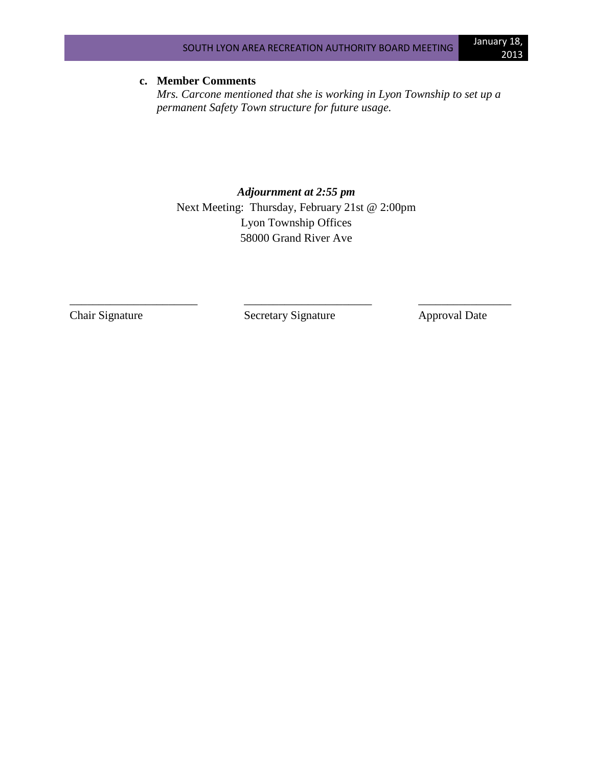**c. Member Comments**

*Mrs. Carcone mentioned that she is working in Lyon Township to set up a permanent Safety Town structure for future usage.*

***Adjournment at 2:55 pm***

Next Meeting: Thursday, February 21st @ 2:00pm
Lyon Township Offices
58000 Grand River Ave

______________________ ______________________ ________________

Chair Signature Secretary Signature Approval Date